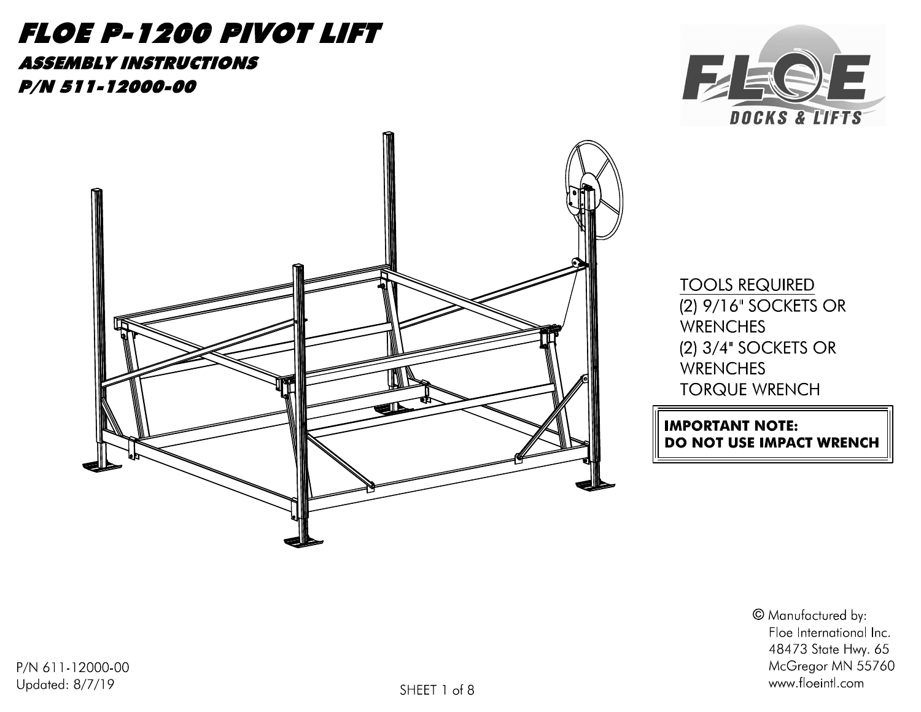# FLOE P-1200 PIVOT LIFT

## ASSEMBLY INSTRUCTIONS

## P/N 511-12000-00

FLOE DOCKS & LIFTS

TOOLS REQUIRED
(2) 9/16" SOCKETS OR WRENCHES
(2) 3/4" SOCKETS OR WRENCHES
TORQUE WRENCH

**IMPORTANT NOTE:**
**DO NOT USE IMPACT WRENCH**

© Manufactured by:
Floe International Inc.
48473 State Hwy. 65
McGregor MN 55760
www.floeintl.com

P/N 611-12000-00
Updated: 8/7/19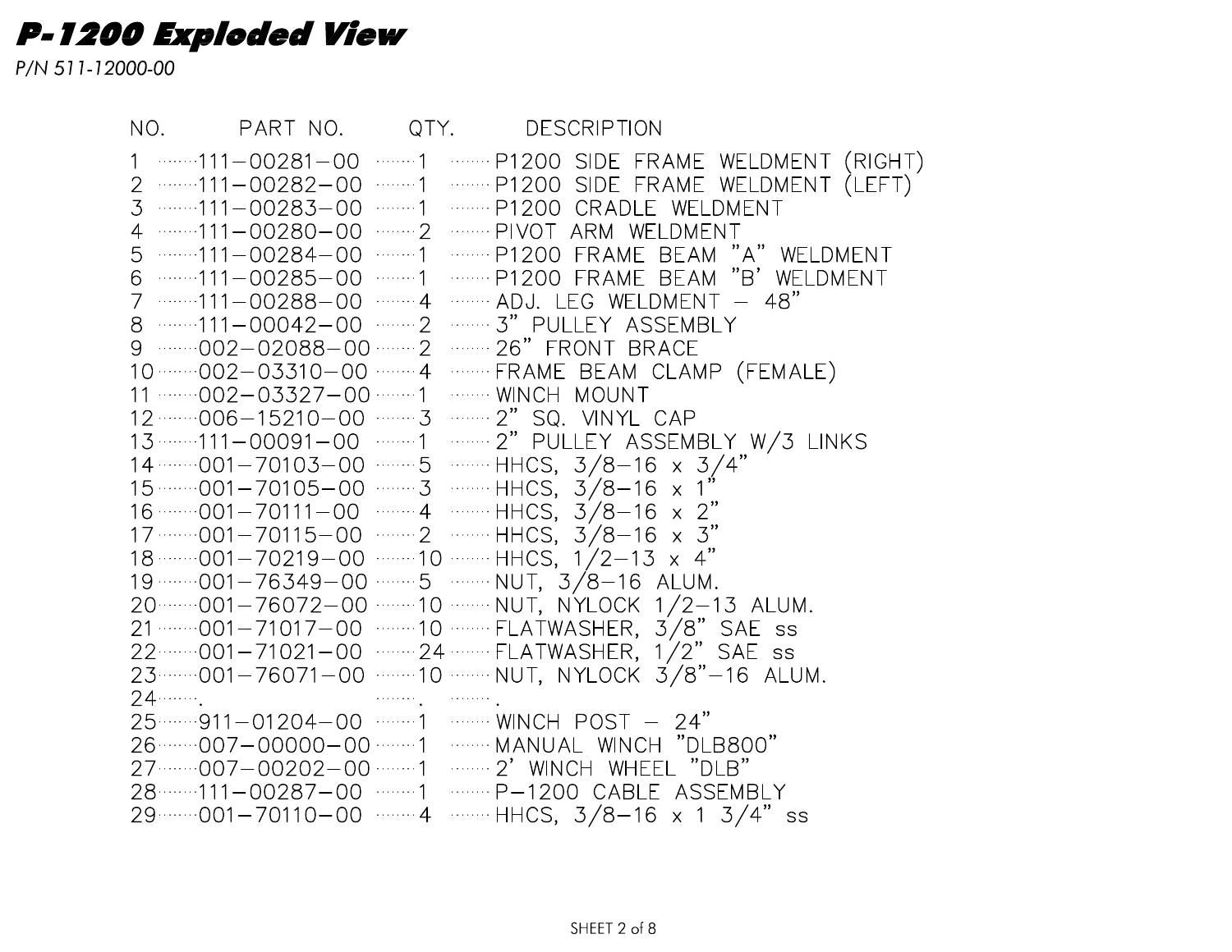# P-1200 Exploded View

*P/N 511-12000-00*

| NO. | PART NO. | QTY. | DESCRIPTION |
|---|---|---|---|
| 1 | 111–00281–00 | 1 | P1200 SIDE FRAME WELDMENT (RIGHT) |
| 2 | 111–00282–00 | 1 | P1200 SIDE FRAME WELDMENT (LEFT) |
| 3 | 111–00283–00 | 1 | P1200 CRADLE WELDMENT |
| 4 | 111–00280–00 | 2 | PIVOT ARM WELDMENT |
| 5 | 111–00284–00 | 1 | P1200 FRAME BEAM "A" WELDMENT |
| 6 | 111–00285–00 | 1 | P1200 FRAME BEAM "B' WELDMENT |
| 7 | 111–00288–00 | 4 | ADJ. LEG WELDMENT – 48" |
| 8 | 111–00042–00 | 2 | 3" PULLEY ASSEMBLY |
| 9 | 002–02088–00 | 2 | 26" FRONT BRACE |
| 10 | 002–03310–00 | 4 | FRAME BEAM CLAMP (FEMALE) |
| 11 | 002–03327–00 | 1 | WINCH MOUNT |
| 12 | 006–15210–00 | 3 | 2" SQ. VINYL CAP |
| 13 | 111–00091–00 | 1 | 2" PULLEY ASSEMBLY W/3 LINKS |
| 14 | 001–70103–00 | 5 | HHCS, 3/8–16 x 3/4" |
| 15 | 001–70105–00 | 3 | HHCS, 3/8–16 x 1" |
| 16 | 001–70111–00 | 4 | HHCS, 3/8–16 x 2" |
| 17 | 001–70115–00 | 2 | HHCS, 3/8–16 x 3" |
| 18 | 001–70219–00 | 10 | HHCS, 1/2–13 x 4" |
| 19 | 001–76349–00 | 5 | NUT, 3/8–16 ALUM. |
| 20 | 001–76072–00 | 10 | NUT, NYLOCK 1/2–13 ALUM. |
| 21 | 001–71017–00 | 10 | FLATWASHER, 3/8" SAE ss |
| 22 | 001–71021–00 | 24 | FLATWASHER, 1/2" SAE ss |
| 23 | 001–76071–00 | 10 | NUT, NYLOCK 3/8"–16 ALUM. |
| 24 | . | . | . |
| 25 | 911–01204–00 | 1 | WINCH POST – 24" |
| 26 | 007–00000–00 | 1 | MANUAL WINCH "DLB800" |
| 27 | 007–00202–00 | 1 | 2' WINCH WHEEL "DLB" |
| 28 | 111–00287–00 | 1 | P–1200 CABLE ASSEMBLY |
| 29 | 001–70110–00 | 4 | HHCS, 3/8–16 x 1 3/4" ss |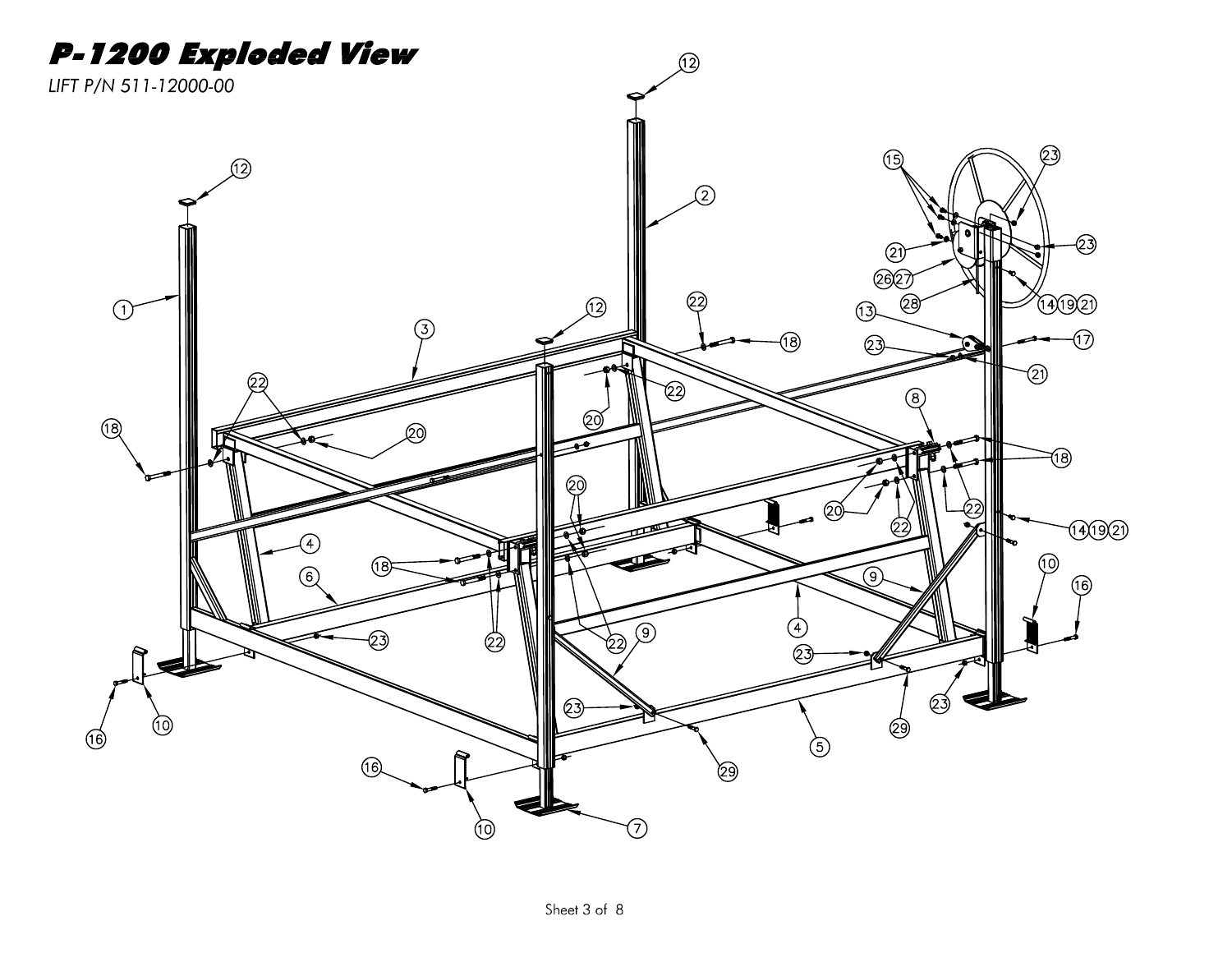# P-1200 Exploded View

*LIFT P/N 511-12000-00*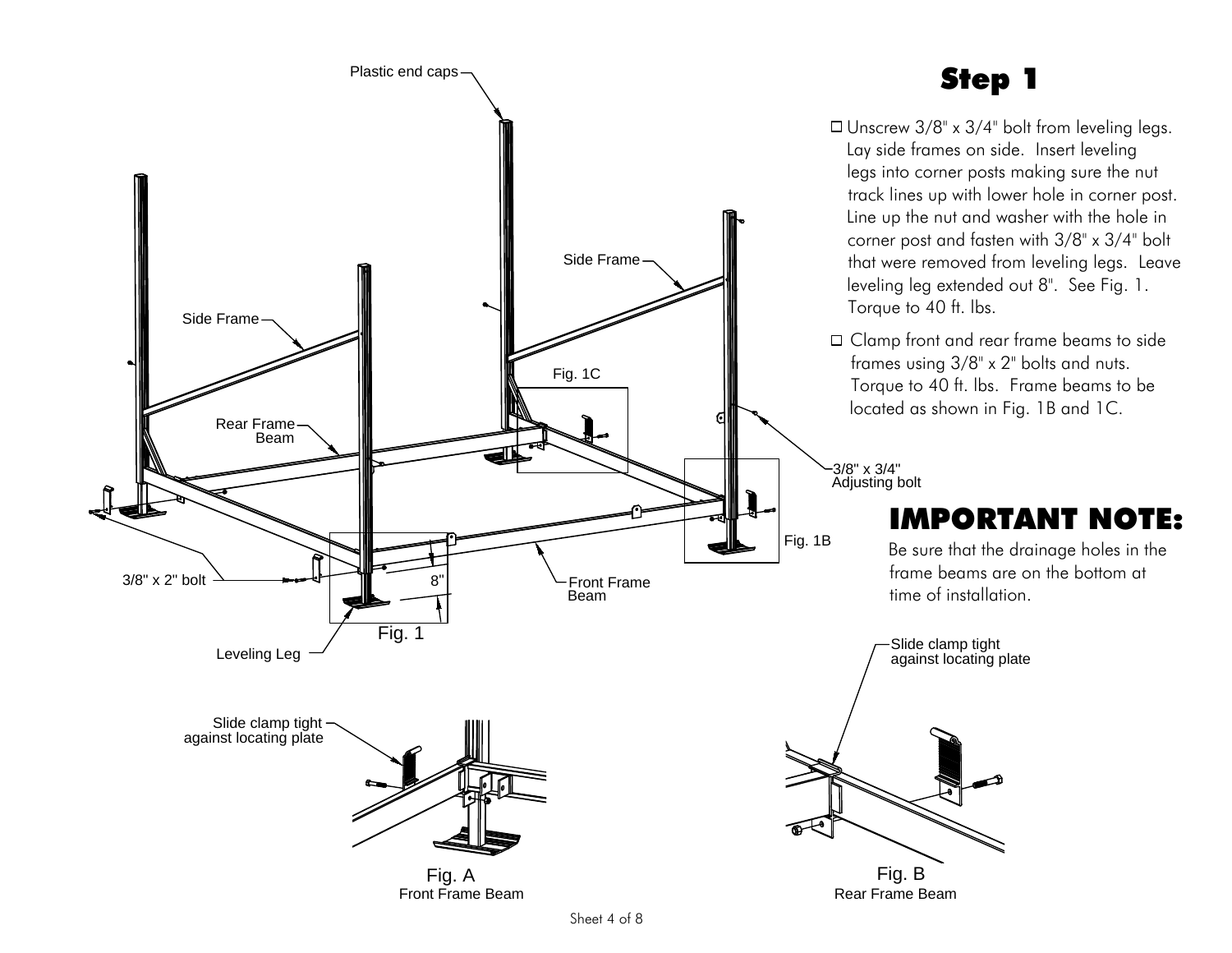## Step 1

- ☐ Unscrew 3/8" x 3/4" bolt from leveling legs. Lay side frames on side. Insert leveling legs into corner posts making sure the nut track lines up with lower hole in corner post. Line up the nut and washer with the hole in corner post and fasten with 3/8" x 3/4" bolt that were removed from leveling legs. Leave leveling leg extended out 8". See Fig. 1. Torque to 40 ft. lbs.
- ☐ Clamp front and rear frame beams to side frames using 3/8" x 2" bolts and nuts. Torque to 40 ft. lbs. Frame beams to be located as shown in Fig. 1B and 1C.

## IMPORTANT NOTE:

Be sure that the drainage holes in the frame beams are on the bottom at time of installation.

Plastic end caps

Side Frame

Side Frame

Rear Frame Beam

Fig. 1C

3/8" x 3/4" Adjusting bolt

Fig. 1B

3/8" x 2" bolt

8"

Front Frame Beam

Fig. 1

Leveling Leg

Slide clamp tight against locating plate

Slide clamp tight against locating plate

Fig. A
Front Frame Beam

Fig. B
Rear Frame Beam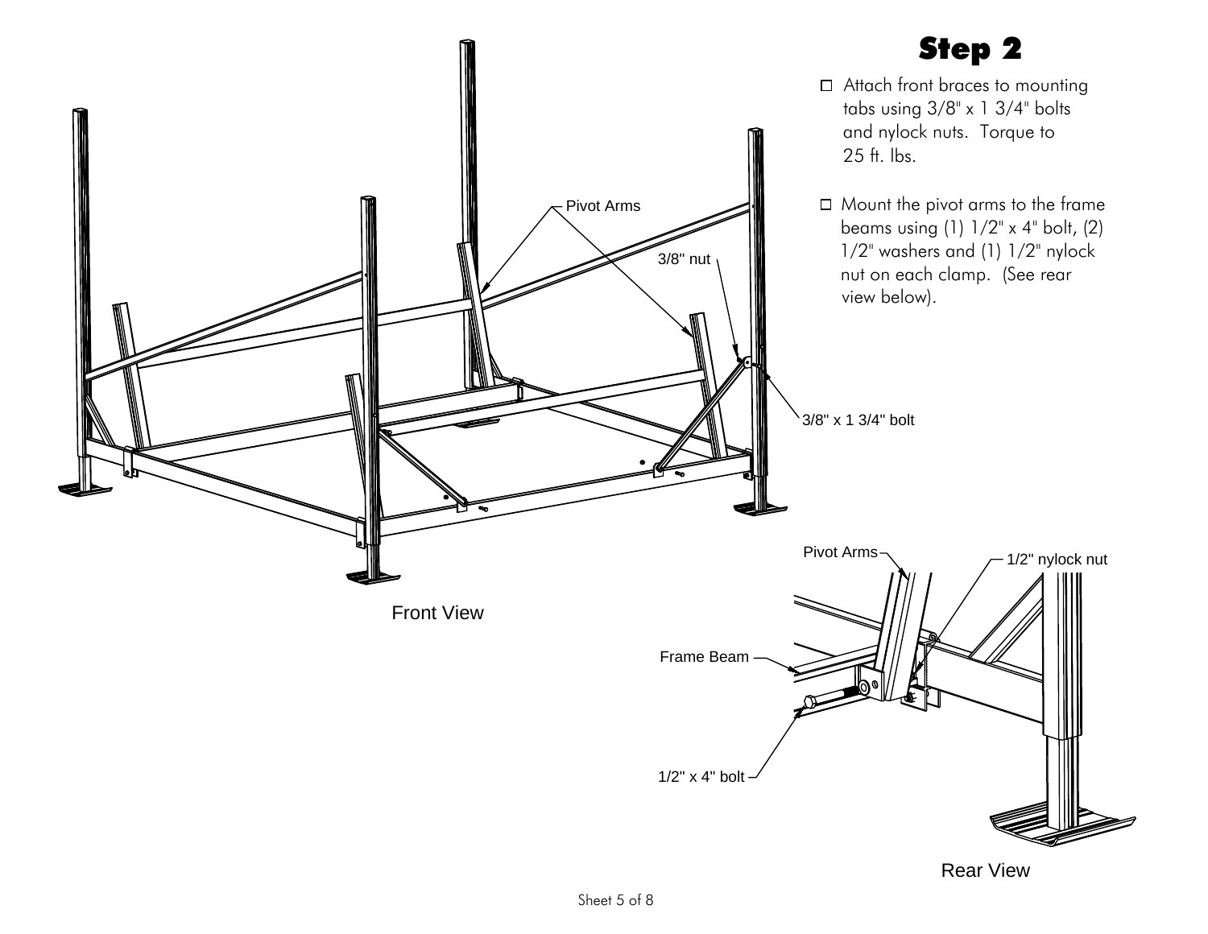# Step 2

- ☐ Attach front braces to mounting tabs using 3/8" x 1 3/4" bolts and nylock nuts. Torque to 25 ft. lbs.

- ☐ Mount the pivot arms to the frame beams using (1) 1/2" x 4" bolt, (2) 1/2" washers and (1) 1/2" nylock nut on each clamp. (See rear view below).

Pivot Arms

3/8" nut

3/8" x 1 3/4" bolt

Front View

Pivot Arms

1/2" nylock nut

Frame Beam

1/2" x 4" bolt

Rear View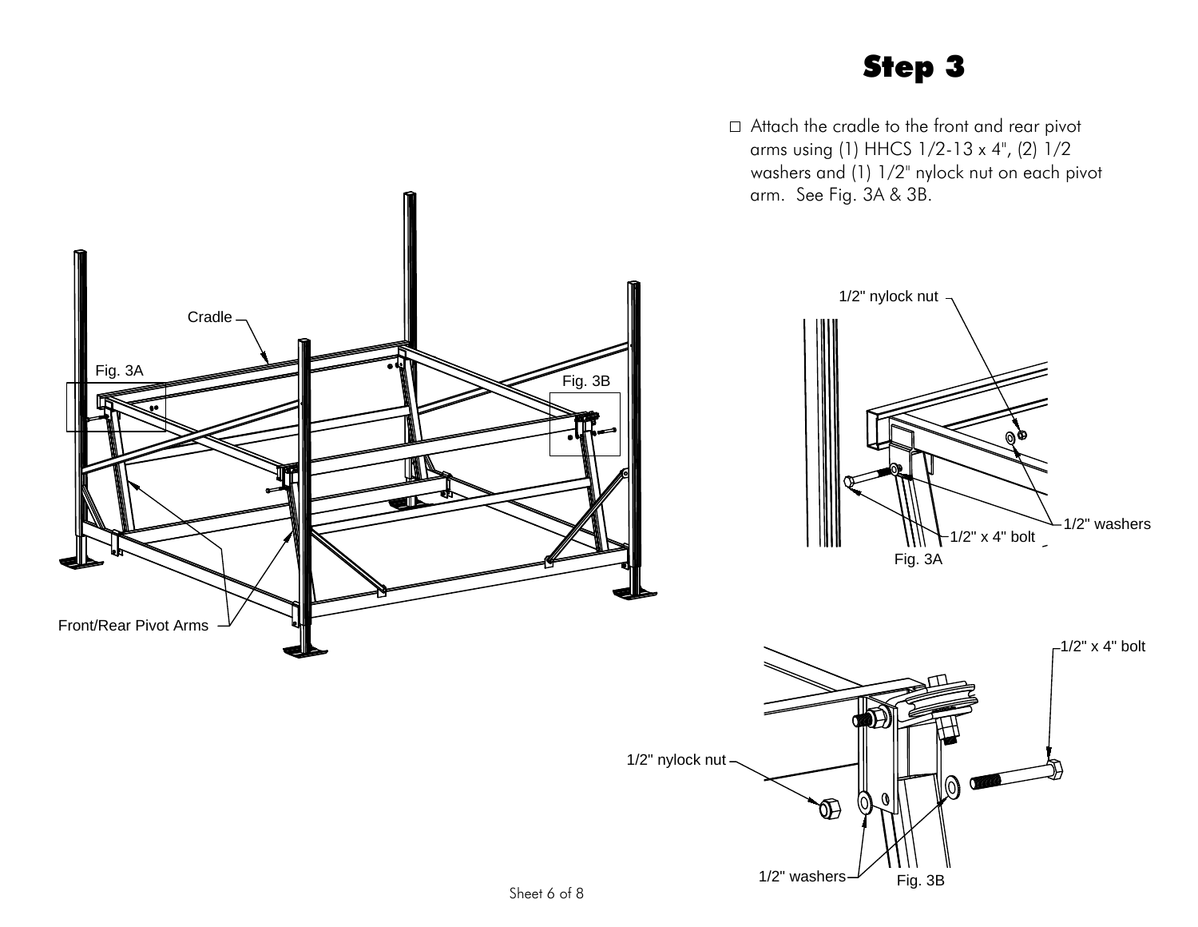# Step 3

- ☐ Attach the cradle to the front and rear pivot arms using (1) HHCS 1/2-13 x 4", (2) 1/2 washers and (1) 1/2" nylock nut on each pivot arm. See Fig. 3A & 3B.

Cradle

Fig. 3A

Fig. 3B

Front/Rear Pivot Arms

1/2" nylock nut

1/2" washers

1/2" x 4" bolt

Fig. 3A

1/2" x 4" bolt

1/2" nylock nut

1/2" washers

Fig. 3B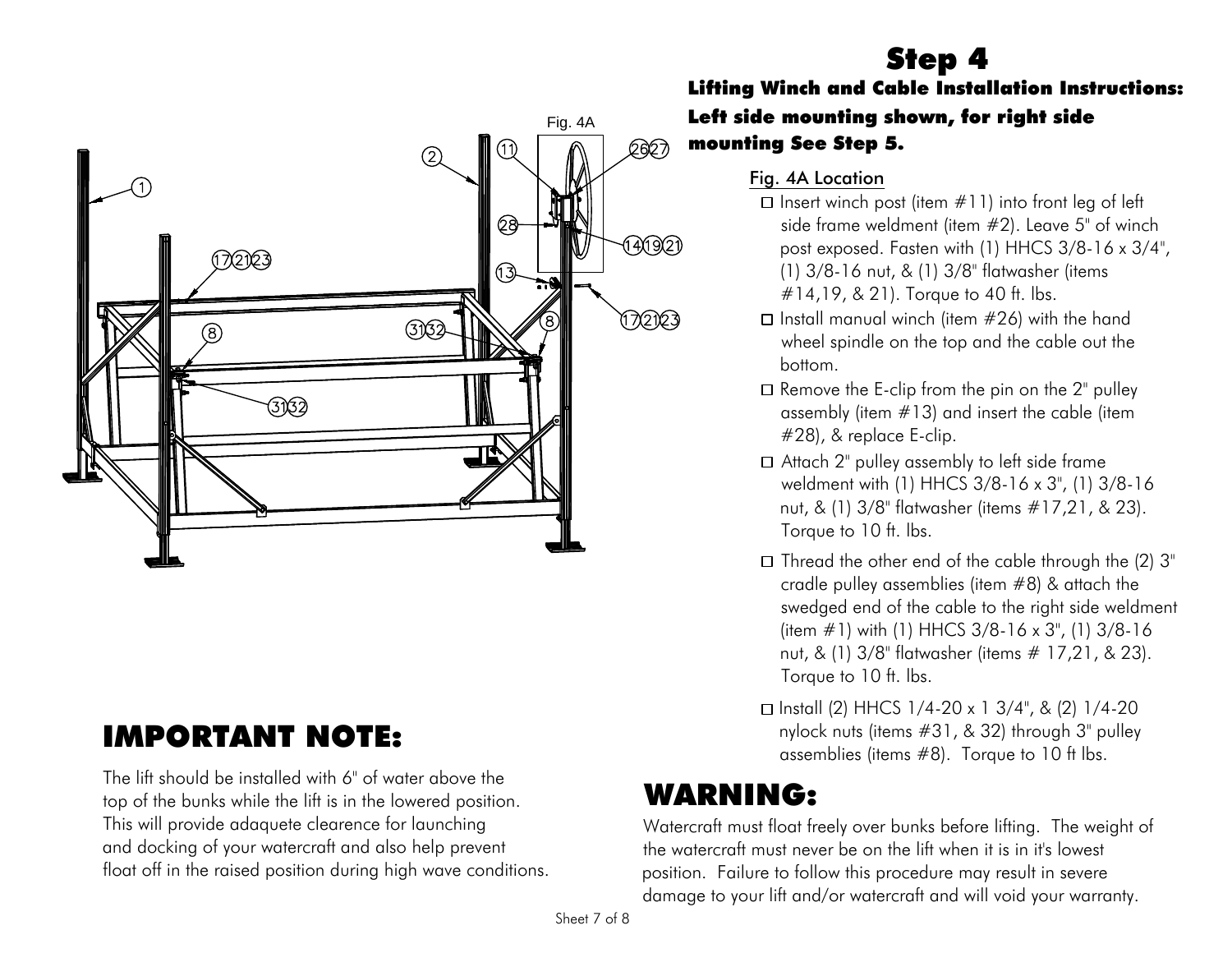# Step 4

**Lifting Winch and Cable Installation Instructions:**

**Left side mounting shown, for right side mounting See Step 5.**

Fig. 4A Location

- ☐ Insert winch post (item #11) into front leg of left side frame weldment (item #2). Leave 5" of winch post exposed. Fasten with (1) HHCS 3/8-16 x 3/4", (1) 3/8-16 nut, & (1) 3/8" flatwasher (items #14,19, & 21). Torque to 40 ft. lbs.
- ☐ Install manual winch (item #26) with the hand wheel spindle on the top and the cable out the bottom.
- ☐ Remove the E-clip from the pin on the 2" pulley assembly (item #13) and insert the cable (item #28), & replace E-clip.
- ☐ Attach 2" pulley assembly to left side frame weldment with (1) HHCS 3/8-16 x 3", (1) 3/8-16 nut, & (1) 3/8" flatwasher (items #17,21, & 23). Torque to 10 ft. lbs.
- ☐ Thread the other end of the cable through the (2) 3" cradle pulley assemblies (item #8) & attach the swedged end of the cable to the right side weldment (item #1) with (1) HHCS 3/8-16 x 3", (1) 3/8-16 nut, & (1) 3/8" flatwasher (items # 17,21, & 23). Torque to 10 ft. lbs.
- ☐ Install (2) HHCS 1/4-20 x 1 3/4", & (2) 1/4-20 nylock nuts (items #31, & 32) through 3" pulley assemblies (items #8). Torque to 10 ft lbs.

## IMPORTANT NOTE:

The lift should be installed with 6" of water above the top of the bunks while the lift is in the lowered position. This will provide adaquete clearence for launching and docking of your watercraft and also help prevent float off in the raised position during high wave conditions.

## WARNING:

Watercraft must float freely over bunks before lifting. The weight of the watercraft must never be on the lift when it is in it's lowest position. Failure to follow this procedure may result in severe damage to your lift and/or watercraft and will void your warranty.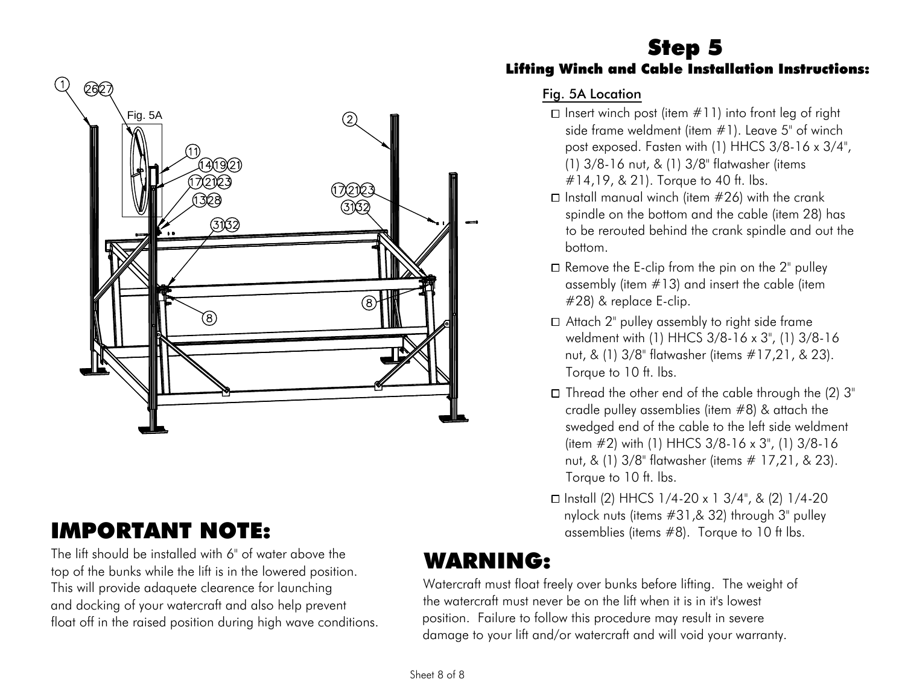# Step 5

## Lifting Winch and Cable Installation Instructions:

Fig. 5A Location

- ☐ Insert winch post (item #11) into front leg of right side frame weldment (item #1). Leave 5" of winch post exposed. Fasten with (1) HHCS 3/8-16 x 3/4", (1) 3/8-16 nut, & (1) 3/8" flatwasher (items #14,19, & 21). Torque to 40 ft. lbs.
- ☐ Install manual winch (item #26) with the crank spindle on the bottom and the cable (item 28) has to be rerouted behind the crank spindle and out the bottom.
- ☐ Remove the E-clip from the pin on the 2" pulley assembly (item #13) and insert the cable (item #28) & replace E-clip.
- ☐ Attach 2" pulley assembly to right side frame weldment with (1) HHCS 3/8-16 x 3", (1) 3/8-16 nut, & (1) 3/8" flatwasher (items #17,21, & 23). Torque to 10 ft. lbs.
- ☐ Thread the other end of the cable through the (2) 3" cradle pulley assemblies (item #8) & attach the swedged end of the cable to the left side weldment (item #2) with (1) HHCS 3/8-16 x 3", (1) 3/8-16 nut, & (1) 3/8" flatwasher (items # 17,21, & 23). Torque to 10 ft. lbs.
- ☐ Install (2) HHCS 1/4-20 x 1 3/4", & (2) 1/4-20 nylock nuts (items #31,& 32) through 3" pulley assemblies (items #8). Torque to 10 ft lbs.

Fig. 5A

1
26 27
2
11
14 19 21
17 21 23
13 28
31 32
17 21 23
31 32
8
8

# IMPORTANT NOTE:

The lift should be installed with 6" of water above the top of the bunks while the lift is in the lowered position. This will provide adaquete clearence for launching and docking of your watercraft and also help prevent float off in the raised position during high wave conditions.

# WARNING:

Watercraft must float freely over bunks before lifting. The weight of the watercraft must never be on the lift when it is in it's lowest position. Failure to follow this procedure may result in severe damage to your lift and/or watercraft and will void your warranty.